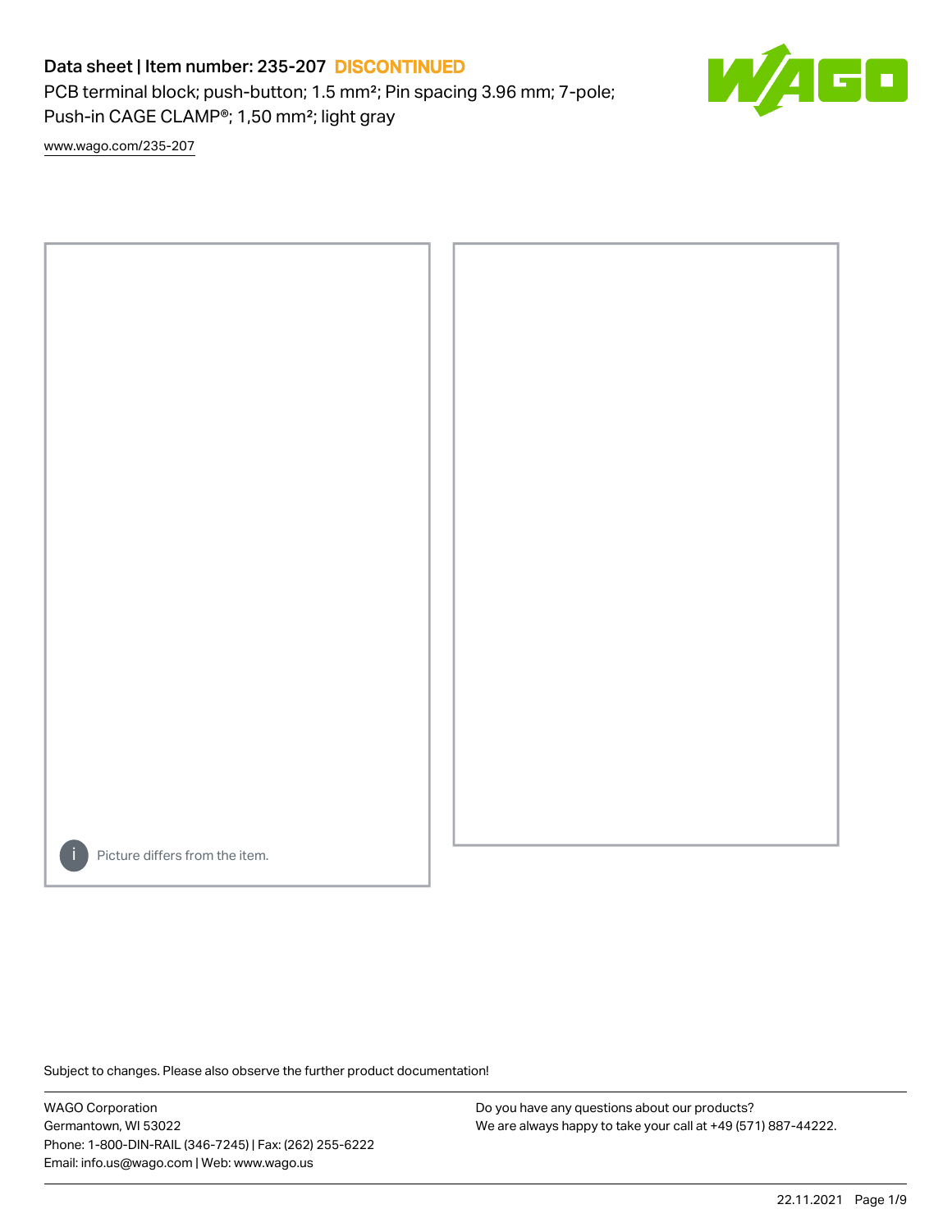# Data sheet | Item number: 235-207 DISCONTINUED

PCB terminal block; push-button; 1.5 mm²; Pin spacing 3.96 mm; 7-pole; Push-in CAGE CLAMP®; 1,50 mm²; light gray

www.wago.com/235-207

Picture differs from the item.

Subject to changes. Please also observe the further product documentation!

WAGO Corporation
Germantown, WI 53022
Phone: 1-800-DIN-RAIL (346-7245) | Fax: (262) 255-6222
Email: info.us@wago.com | Web: www.wago.us

Do you have any questions about our products?
We are always happy to take your call at +49 (571) 887-44222.

22.11.2021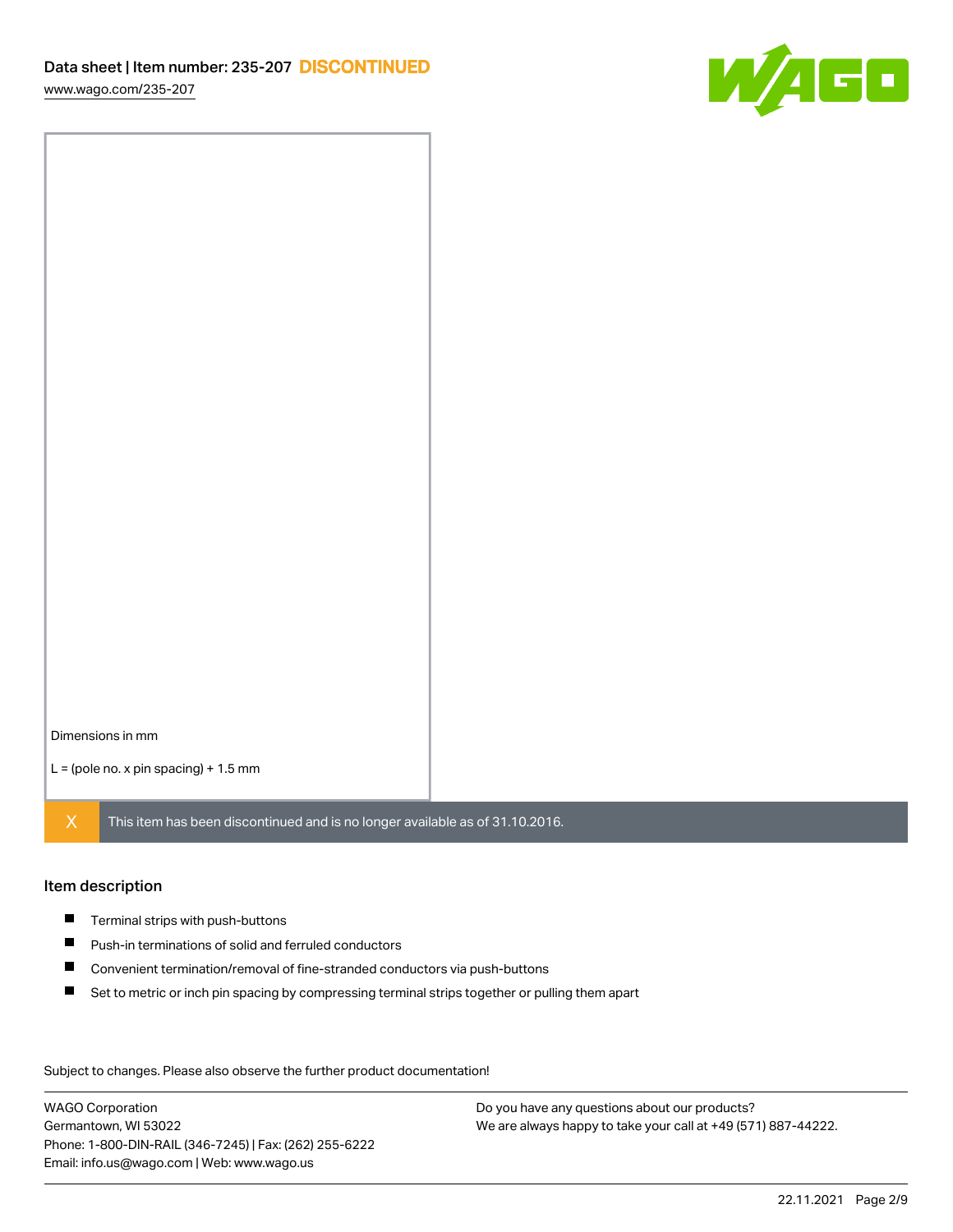Dimensions in mm

L = (pole no. x pin spacing) + 1.5 mm

X This item has been discontinued and is no longer available as of 31.10.2016.

## Item description

- Terminal strips with push-buttons
- Push-in terminations of solid and ferruled conductors
- Convenient termination/removal of fine-stranded conductors via push-buttons
- Set to metric or inch pin spacing by compressing terminal strips together or pulling them apart

Subject to changes. Please also observe the further product documentation!

WAGO Corporation
Germantown, WI 53022
Phone: 1-800-DIN-RAIL (346-7245) | Fax: (262) 255-6222
Email: info.us@wago.com | Web: www.wago.us

Do you have any questions about our products?
We are always happy to take your call at +49 (571) 887-44222.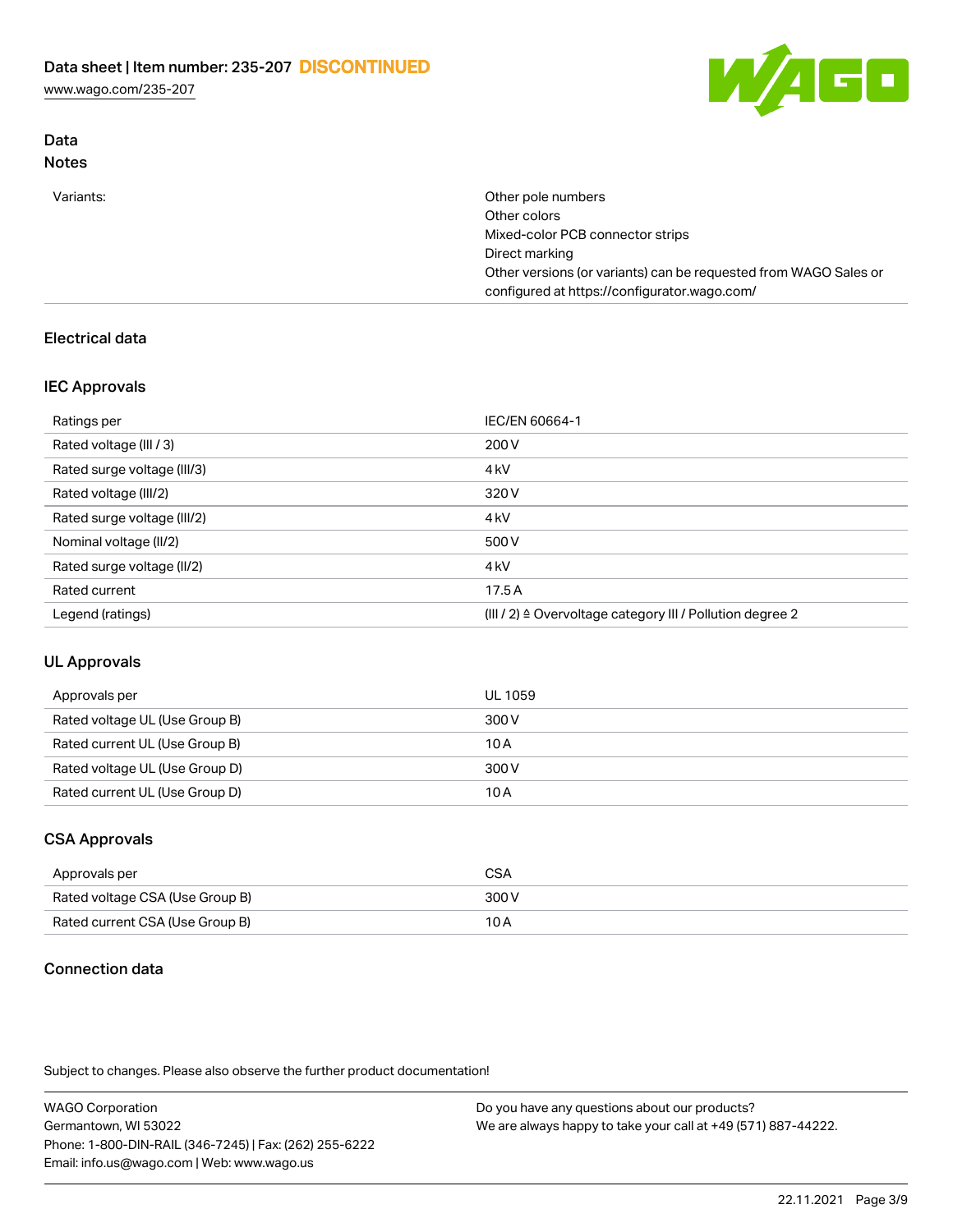## Data
### Notes

| | |
|---|---|
| Variants: | Other pole numbers<br>Other colors<br>Mixed-color PCB connector strips<br>Direct marking<br>Other versions (or variants) can be requested from WAGO Sales or configured at https://configurator.wago.com/ |

## Electrical data

### IEC Approvals

| | |
|---|---|
| Ratings per | IEC/EN 60664-1 |
| Rated voltage (III / 3) | 200 V |
| Rated surge voltage (III/3) | 4 kV |
| Rated voltage (III/2) | 320 V |
| Rated surge voltage (III/2) | 4 kV |
| Nominal voltage (II/2) | 500 V |
| Rated surge voltage (II/2) | 4 kV |
| Rated current | 17.5 A |
| Legend (ratings) | (III / 2) ≙ Overvoltage category III / Pollution degree 2 |

### UL Approvals

| | |
|---|---|
| Approvals per | UL 1059 |
| Rated voltage UL (Use Group B) | 300 V |
| Rated current UL (Use Group B) | 10 A |
| Rated voltage UL (Use Group D) | 300 V |
| Rated current UL (Use Group D) | 10 A |

### CSA Approvals

| | |
|---|---|
| Approvals per | CSA |
| Rated voltage CSA (Use Group B) | 300 V |
| Rated current CSA (Use Group B) | 10 A |

## Connection data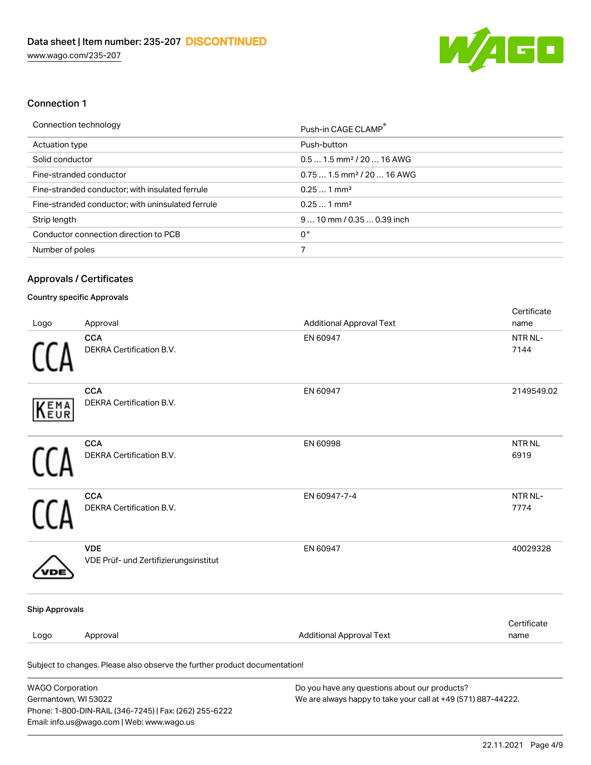## Connection 1

| Connection technology | Push-in CAGE CLAMP® |
| --- | --- |
| Actuation type | Push-button |
| Solid conductor | 0.5 … 1.5 mm² / 20 … 16 AWG |
| Fine-stranded conductor | 0.75 … 1.5 mm² / 20 … 16 AWG |
| Fine-stranded conductor; with insulated ferrule | 0.25 … 1 mm² |
| Fine-stranded conductor; with uninsulated ferrule | 0.25 … 1 mm² |
| Strip length | 9 … 10 mm / 0.35 … 0.39 inch |
| Conductor connection direction to PCB | 0° |
| Number of poles | 7 |

## Approvals / Certificates

### Country specific Approvals

| Logo | Approval | Additional Approval Text | Certificate name |
| --- | --- | --- | --- |
| CCA | **CCA** DEKRA Certification B.V. | EN 60947 | NTR NL-7144 |
| KEMA EUR | **CCA** DEKRA Certification B.V. | EN 60947 | 2149549.02 |
| CCA | **CCA** DEKRA Certification B.V. | EN 60998 | NTR NL 6919 |
| CCA | **CCA** DEKRA Certification B.V. | EN 60947-7-4 | NTR NL-7774 |
| VDE | **VDE** VDE Prüf- und Zertifizierungsinstitut | EN 60947 | 40029328 |

### Ship Approvals

| Logo | Approval | Additional Approval Text | Certificate name |
| --- | --- | --- | --- |

Subject to changes. Please also observe the further product documentation!

WAGO Corporation
Germantown, WI 53022
Phone: 1-800-DIN-RAIL (346-7245) | Fax: (262) 255-6222
Email: info.us@wago.com | Web: www.wago.us

Do you have any questions about our products?
We are always happy to take your call at +49 (571) 887-44222.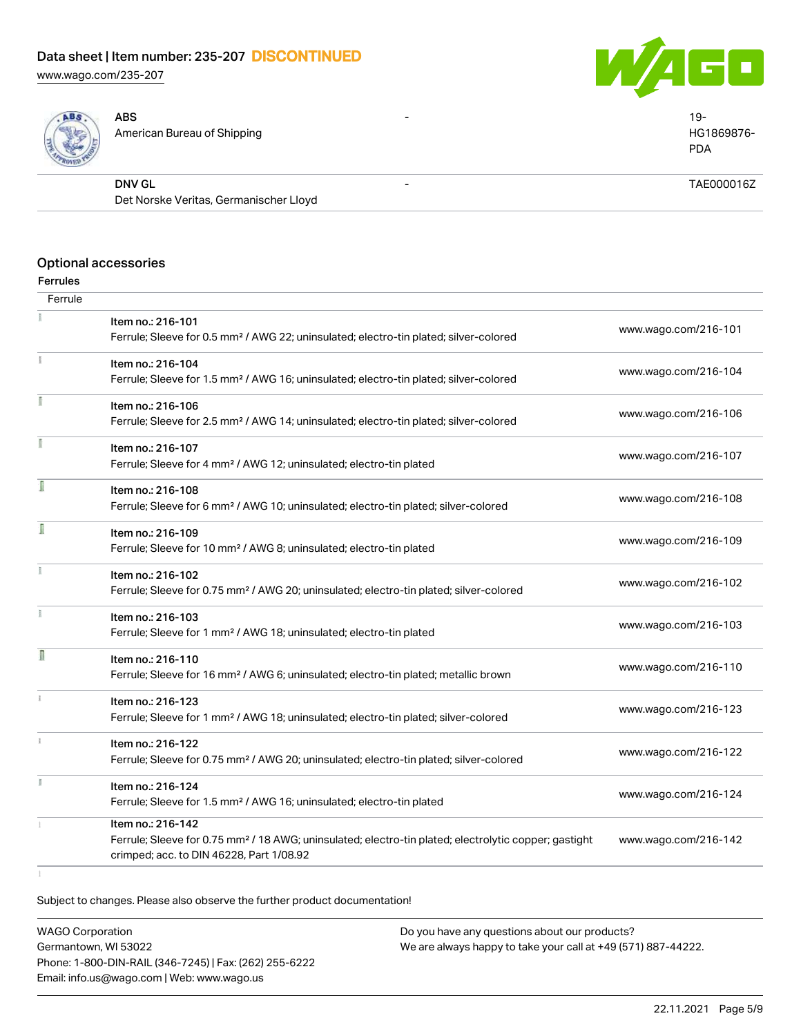| | | | |
|---|---|---|---|
| | **ABS**<br>American Bureau of Shipping | - | 19-HG1869876-PDA |
| | **DNV GL**<br>Det Norske Veritas, Germanischer Lloyd | - | TAE000016Z |

## Optional accessories

### Ferrules

| Ferrule | |
|---|---|
| Item no.: 216-101<br>Ferrule; Sleeve for 0.5 mm² / AWG 22; uninsulated; electro-tin plated; silver-colored | www.wago.com/216-101 |
| Item no.: 216-104<br>Ferrule; Sleeve for 1.5 mm² / AWG 16; uninsulated; electro-tin plated; silver-colored | www.wago.com/216-104 |
| Item no.: 216-106<br>Ferrule; Sleeve for 2.5 mm² / AWG 14; uninsulated; electro-tin plated; silver-colored | www.wago.com/216-106 |
| Item no.: 216-107<br>Ferrule; Sleeve for 4 mm² / AWG 12; uninsulated; electro-tin plated | www.wago.com/216-107 |
| Item no.: 216-108<br>Ferrule; Sleeve for 6 mm² / AWG 10; uninsulated; electro-tin plated; silver-colored | www.wago.com/216-108 |
| Item no.: 216-109<br>Ferrule; Sleeve for 10 mm² / AWG 8; uninsulated; electro-tin plated | www.wago.com/216-109 |
| Item no.: 216-102<br>Ferrule; Sleeve for 0.75 mm² / AWG 20; uninsulated; electro-tin plated; silver-colored | www.wago.com/216-102 |
| Item no.: 216-103<br>Ferrule; Sleeve for 1 mm² / AWG 18; uninsulated; electro-tin plated | www.wago.com/216-103 |
| Item no.: 216-110<br>Ferrule; Sleeve for 16 mm² / AWG 6; uninsulated; electro-tin plated; metallic brown | www.wago.com/216-110 |
| Item no.: 216-123<br>Ferrule; Sleeve for 1 mm² / AWG 18; uninsulated; electro-tin plated; silver-colored | www.wago.com/216-123 |
| Item no.: 216-122<br>Ferrule; Sleeve for 0.75 mm² / AWG 20; uninsulated; electro-tin plated; silver-colored | www.wago.com/216-122 |
| Item no.: 216-124<br>Ferrule; Sleeve for 1.5 mm² / AWG 16; uninsulated; electro-tin plated | www.wago.com/216-124 |
| Item no.: 216-142<br>Ferrule; Sleeve for 0.75 mm² / 18 AWG; uninsulated; electro-tin plated; electrolytic copper; gastight crimped; acc. to DIN 46228, Part 1/08.92 | www.wago.com/216-142 |

Subject to changes. Please also observe the further product documentation!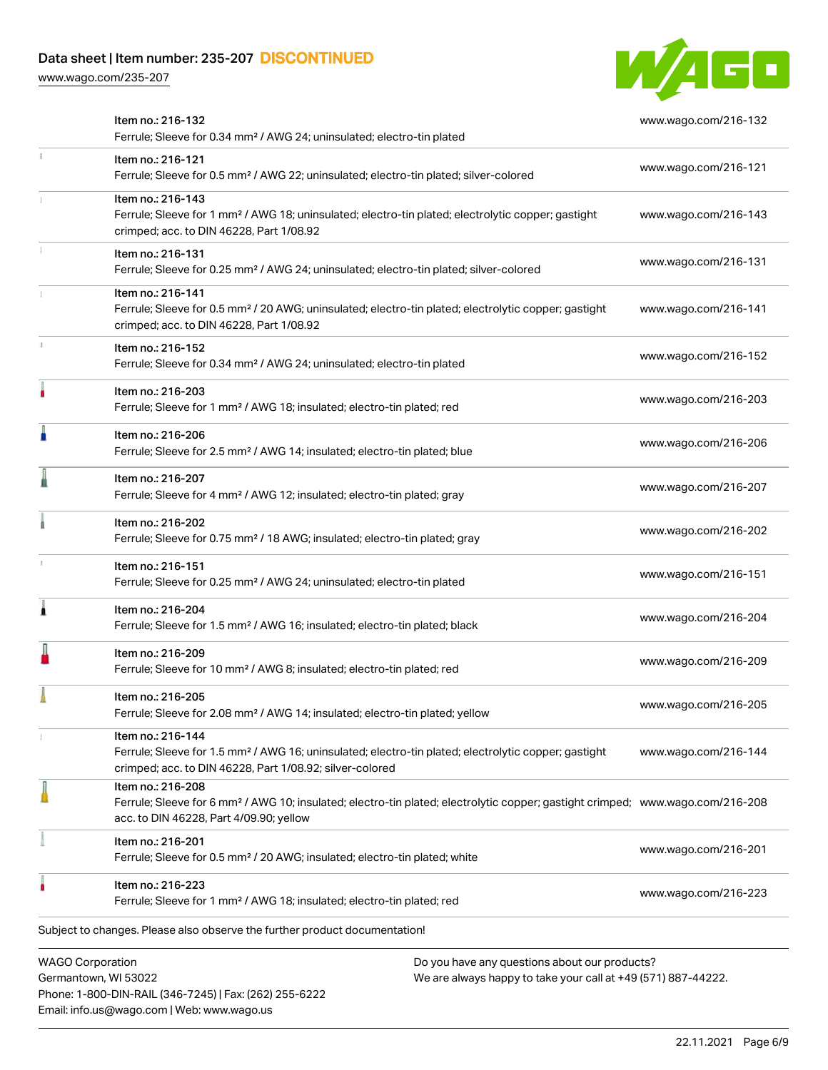| Item | URL |
| --- | --- |
| Item no.: 216-132<br>Ferrule; Sleeve for 0.34 mm² / AWG 24; uninsulated; electro-tin plated | www.wago.com/216-132 |
| Item no.: 216-121<br>Ferrule; Sleeve for 0.5 mm² / AWG 22; uninsulated; electro-tin plated; silver-colored | www.wago.com/216-121 |
| Item no.: 216-143<br>Ferrule; Sleeve for 1 mm² / AWG 18; uninsulated; electro-tin plated; electrolytic copper; gastight crimped; acc. to DIN 46228, Part 1/08.92 | www.wago.com/216-143 |
| Item no.: 216-131<br>Ferrule; Sleeve for 0.25 mm² / AWG 24; uninsulated; electro-tin plated; silver-colored | www.wago.com/216-131 |
| Item no.: 216-141<br>Ferrule; Sleeve for 0.5 mm² / 20 AWG; uninsulated; electro-tin plated; electrolytic copper; gastight crimped; acc. to DIN 46228, Part 1/08.92 | www.wago.com/216-141 |
| Item no.: 216-152<br>Ferrule; Sleeve for 0.34 mm² / AWG 24; uninsulated; electro-tin plated | www.wago.com/216-152 |
| Item no.: 216-203<br>Ferrule; Sleeve for 1 mm² / AWG 18; insulated; electro-tin plated; red | www.wago.com/216-203 |
| Item no.: 216-206<br>Ferrule; Sleeve for 2.5 mm² / AWG 14; insulated; electro-tin plated; blue | www.wago.com/216-206 |
| Item no.: 216-207<br>Ferrule; Sleeve for 4 mm² / AWG 12; insulated; electro-tin plated; gray | www.wago.com/216-207 |
| Item no.: 216-202<br>Ferrule; Sleeve for 0.75 mm² / 18 AWG; insulated; electro-tin plated; gray | www.wago.com/216-202 |
| Item no.: 216-151<br>Ferrule; Sleeve for 0.25 mm² / AWG 24; uninsulated; electro-tin plated | www.wago.com/216-151 |
| Item no.: 216-204<br>Ferrule; Sleeve for 1.5 mm² / AWG 16; insulated; electro-tin plated; black | www.wago.com/216-204 |
| Item no.: 216-209<br>Ferrule; Sleeve for 10 mm² / AWG 8; insulated; electro-tin plated; red | www.wago.com/216-209 |
| Item no.: 216-205<br>Ferrule; Sleeve for 2.08 mm² / AWG 14; insulated; electro-tin plated; yellow | www.wago.com/216-205 |
| Item no.: 216-144<br>Ferrule; Sleeve for 1.5 mm² / AWG 16; uninsulated; electro-tin plated; electrolytic copper; gastight crimped; acc. to DIN 46228, Part 1/08.92; silver-colored | www.wago.com/216-144 |
| Item no.: 216-208<br>Ferrule; Sleeve for 6 mm² / AWG 10; insulated; electro-tin plated; electrolytic copper; gastight crimped; acc. to DIN 46228, Part 4/09.90; yellow | www.wago.com/216-208 |
| Item no.: 216-201<br>Ferrule; Sleeve for 0.5 mm² / 20 AWG; insulated; electro-tin plated; white | www.wago.com/216-201 |
| Item no.: 216-223<br>Ferrule; Sleeve for 1 mm² / AWG 18; insulated; electro-tin plated; red | www.wago.com/216-223 |

Subject to changes. Please also observe the further product documentation!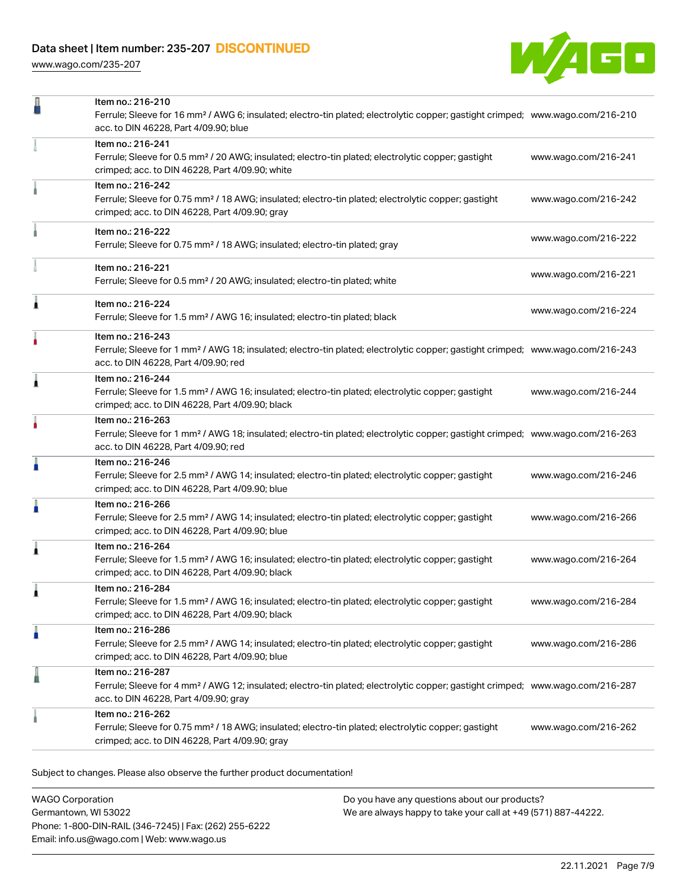| | | |
|---|---|---|
| | Item no.: 216-210<br>Ferrule; Sleeve for 16 mm² / AWG 6; insulated; electro-tin plated; electrolytic copper; gastight crimped; acc. to DIN 46228, Part 4/09.90; blue | www.wago.com/216-210 |
| | Item no.: 216-241<br>Ferrule; Sleeve for 0.5 mm² / 20 AWG; insulated; electro-tin plated; electrolytic copper; gastight crimped; acc. to DIN 46228, Part 4/09.90; white | www.wago.com/216-241 |
| | Item no.: 216-242<br>Ferrule; Sleeve for 0.75 mm² / 18 AWG; insulated; electro-tin plated; electrolytic copper; gastight crimped; acc. to DIN 46228, Part 4/09.90; gray | www.wago.com/216-242 |
| | Item no.: 216-222<br>Ferrule; Sleeve for 0.75 mm² / 18 AWG; insulated; electro-tin plated; gray | www.wago.com/216-222 |
| | Item no.: 216-221<br>Ferrule; Sleeve for 0.5 mm² / 20 AWG; insulated; electro-tin plated; white | www.wago.com/216-221 |
| | Item no.: 216-224<br>Ferrule; Sleeve for 1.5 mm² / AWG 16; insulated; electro-tin plated; black | www.wago.com/216-224 |
| | Item no.: 216-243<br>Ferrule; Sleeve for 1 mm² / AWG 18; insulated; electro-tin plated; electrolytic copper; gastight crimped; acc. to DIN 46228, Part 4/09.90; red | www.wago.com/216-243 |
| | Item no.: 216-244<br>Ferrule; Sleeve for 1.5 mm² / AWG 16; insulated; electro-tin plated; electrolytic copper; gastight crimped; acc. to DIN 46228, Part 4/09.90; black | www.wago.com/216-244 |
| | Item no.: 216-263<br>Ferrule; Sleeve for 1 mm² / AWG 18; insulated; electro-tin plated; electrolytic copper; gastight crimped; acc. to DIN 46228, Part 4/09.90; red | www.wago.com/216-263 |
| | Item no.: 216-246<br>Ferrule; Sleeve for 2.5 mm² / AWG 14; insulated; electro-tin plated; electrolytic copper; gastight crimped; acc. to DIN 46228, Part 4/09.90; blue | www.wago.com/216-246 |
| | Item no.: 216-266<br>Ferrule; Sleeve for 2.5 mm² / AWG 14; insulated; electro-tin plated; electrolytic copper; gastight crimped; acc. to DIN 46228, Part 4/09.90; blue | www.wago.com/216-266 |
| | Item no.: 216-264<br>Ferrule; Sleeve for 1.5 mm² / AWG 16; insulated; electro-tin plated; electrolytic copper; gastight crimped; acc. to DIN 46228, Part 4/09.90; black | www.wago.com/216-264 |
| | Item no.: 216-284<br>Ferrule; Sleeve for 1.5 mm² / AWG 16; insulated; electro-tin plated; electrolytic copper; gastight crimped; acc. to DIN 46228, Part 4/09.90; black | www.wago.com/216-284 |
| | Item no.: 216-286<br>Ferrule; Sleeve for 2.5 mm² / AWG 14; insulated; electro-tin plated; electrolytic copper; gastight crimped; acc. to DIN 46228, Part 4/09.90; blue | www.wago.com/216-286 |
| | Item no.: 216-287<br>Ferrule; Sleeve for 4 mm² / AWG 12; insulated; electro-tin plated; electrolytic copper; gastight crimped; acc. to DIN 46228, Part 4/09.90; gray | www.wago.com/216-287 |
| | Item no.: 216-262<br>Ferrule; Sleeve for 0.75 mm² / 18 AWG; insulated; electro-tin plated; electrolytic copper; gastight crimped; acc. to DIN 46228, Part 4/09.90; gray | www.wago.com/216-262 |

Subject to changes. Please also observe the further product documentation!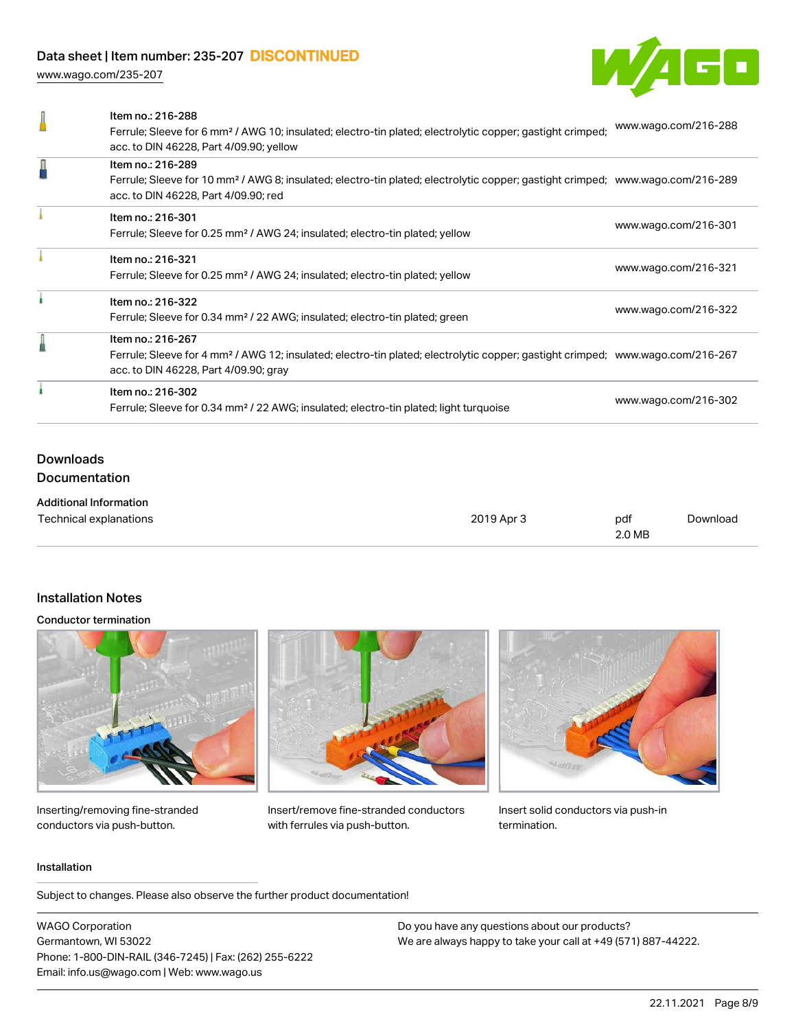| | | |
|---|---|---|
| | Item no.: 216-288<br>Ferrule; Sleeve for 6 mm² / AWG 10; insulated; electro-tin plated; electrolytic copper; gastight crimped; acc. to DIN 46228, Part 4/09.90; yellow | www.wago.com/216-288 |
| | Item no.: 216-289<br>Ferrule; Sleeve for 10 mm² / AWG 8; insulated; electro-tin plated; electrolytic copper; gastight crimped; acc. to DIN 46228, Part 4/09.90; red | www.wago.com/216-289 |
| | Item no.: 216-301<br>Ferrule; Sleeve for 0.25 mm² / AWG 24; insulated; electro-tin plated; yellow | www.wago.com/216-301 |
| | Item no.: 216-321<br>Ferrule; Sleeve for 0.25 mm² / AWG 24; insulated; electro-tin plated; yellow | www.wago.com/216-321 |
| | Item no.: 216-322<br>Ferrule; Sleeve for 0.34 mm² / 22 AWG; insulated; electro-tin plated; green | www.wago.com/216-322 |
| | Item no.: 216-267<br>Ferrule; Sleeve for 4 mm² / AWG 12; insulated; electro-tin plated; electrolytic copper; gastight crimped; acc. to DIN 46228, Part 4/09.90; gray | www.wago.com/216-267 |
| | Item no.: 216-302<br>Ferrule; Sleeve for 0.34 mm² / 22 AWG; insulated; electro-tin plated; light turquoise | www.wago.com/216-302 |

## Downloads

### Documentation

**Additional Information**

| | | | |
|---|---|---|---|
| Technical explanations | 2019 Apr 3 | pdf<br>2.0 MB | Download |

## Installation Notes

### Conductor termination

Inserting/removing fine-stranded conductors via push-button.

Insert/remove fine-stranded conductors with ferrules via push-button.

Insert solid conductors via push-in termination.

### Installation

Subject to changes. Please also observe the further product documentation!

WAGO Corporation
Germantown, WI 53022
Phone: 1-800-DIN-RAIL (346-7245) | Fax: (262) 255-6222
Email: info.us@wago.com | Web: www.wago.us

Do you have any questions about our products?
We are always happy to take your call at +49 (571) 887-44222.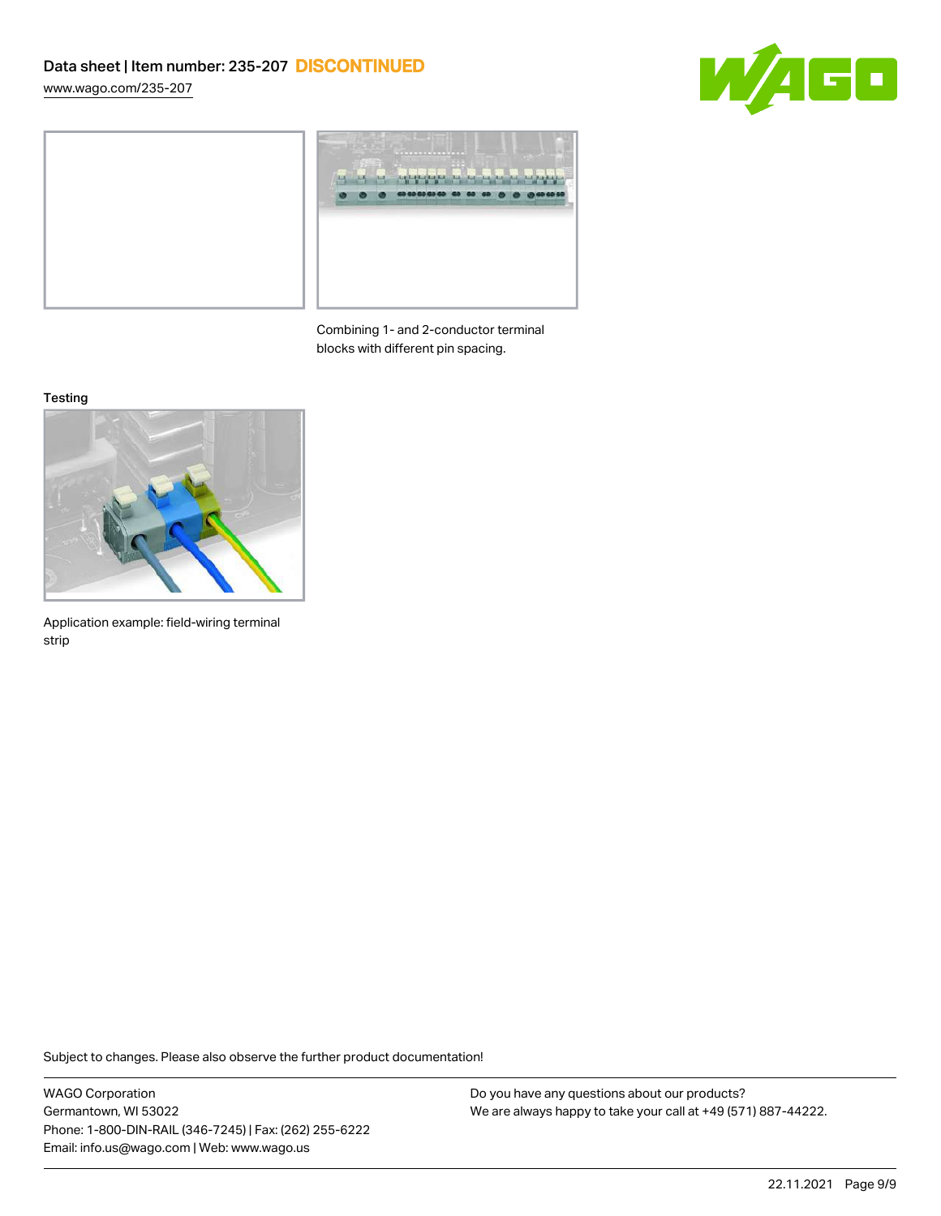Combining 1- and 2-conductor terminal blocks with different pin spacing.

Testing

Application example: field-wiring terminal strip

Subject to changes. Please also observe the further product documentation!

WAGO Corporation
Germantown, WI 53022
Phone: 1-800-DIN-RAIL (346-7245) | Fax: (262) 255-6222
Email: info.us@wago.com | Web: www.wago.us

Do you have any questions about our products?
We are always happy to take your call at +49 (571) 887-44222.